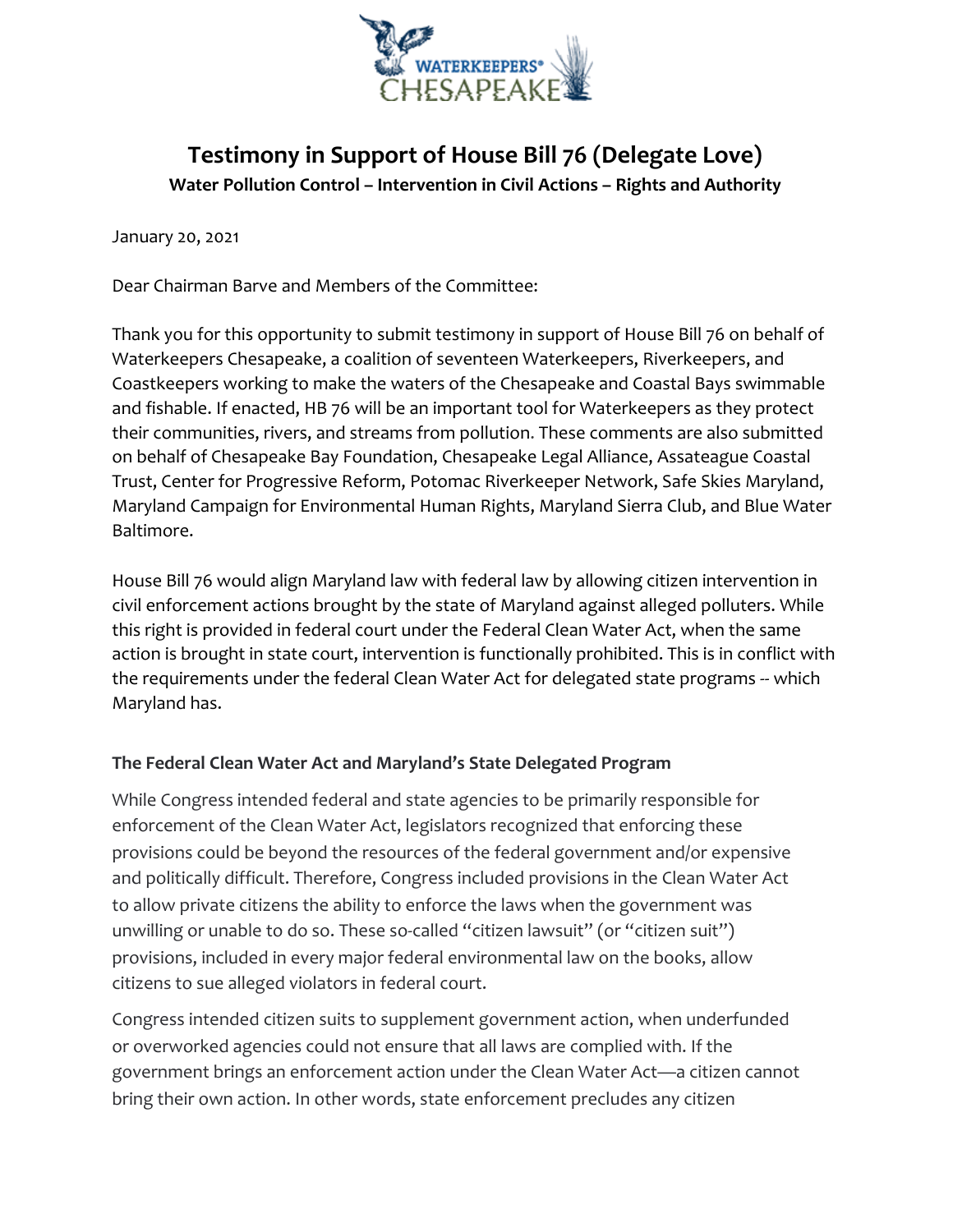# Testimony in Support of House Bill 76 (Delegate Love)

**Water Pollution Control – Intervention in Civil Actions – Rights and Authority**

January 20, 2021

Dear Chairman Barve and Members of the Committee:

Thank you for this opportunity to submit testimony in support of House Bill 76 on behalf of Waterkeepers Chesapeake, a coalition of seventeen Waterkeepers, Riverkeepers, and Coastkeepers working to make the waters of the Chesapeake and Coastal Bays swimmable and fishable. If enacted, HB 76 will be an important tool for Waterkeepers as they protect their communities, rivers, and streams from pollution. These comments are also submitted on behalf of Chesapeake Bay Foundation, Chesapeake Legal Alliance, Assateague Coastal Trust, Center for Progressive Reform, Potomac Riverkeeper Network, Safe Skies Maryland, Maryland Campaign for Environmental Human Rights, Maryland Sierra Club, and Blue Water Baltimore.

House Bill 76 would align Maryland law with federal law by allowing citizen intervention in civil enforcement actions brought by the state of Maryland against alleged polluters. While this right is provided in federal court under the Federal Clean Water Act, when the same action is brought in state court, intervention is functionally prohibited. This is in conflict with the requirements under the federal Clean Water Act for delegated state programs -- which Maryland has.

### The Federal Clean Water Act and Maryland's State Delegated Program

While Congress intended federal and state agencies to be primarily responsible for enforcement of the Clean Water Act, legislators recognized that enforcing these provisions could be beyond the resources of the federal government and/or expensive and politically difficult. Therefore, Congress included provisions in the Clean Water Act to allow private citizens the ability to enforce the laws when the government was unwilling or unable to do so. These so-called "citizen lawsuit" (or "citizen suit") provisions, included in every major federal environmental law on the books, allow citizens to sue alleged violators in federal court.

Congress intended citizen suits to supplement government action, when underfunded or overworked agencies could not ensure that all laws are complied with. If the government brings an enforcement action under the Clean Water Act—a citizen cannot bring their own action. In other words, state enforcement precludes any citizen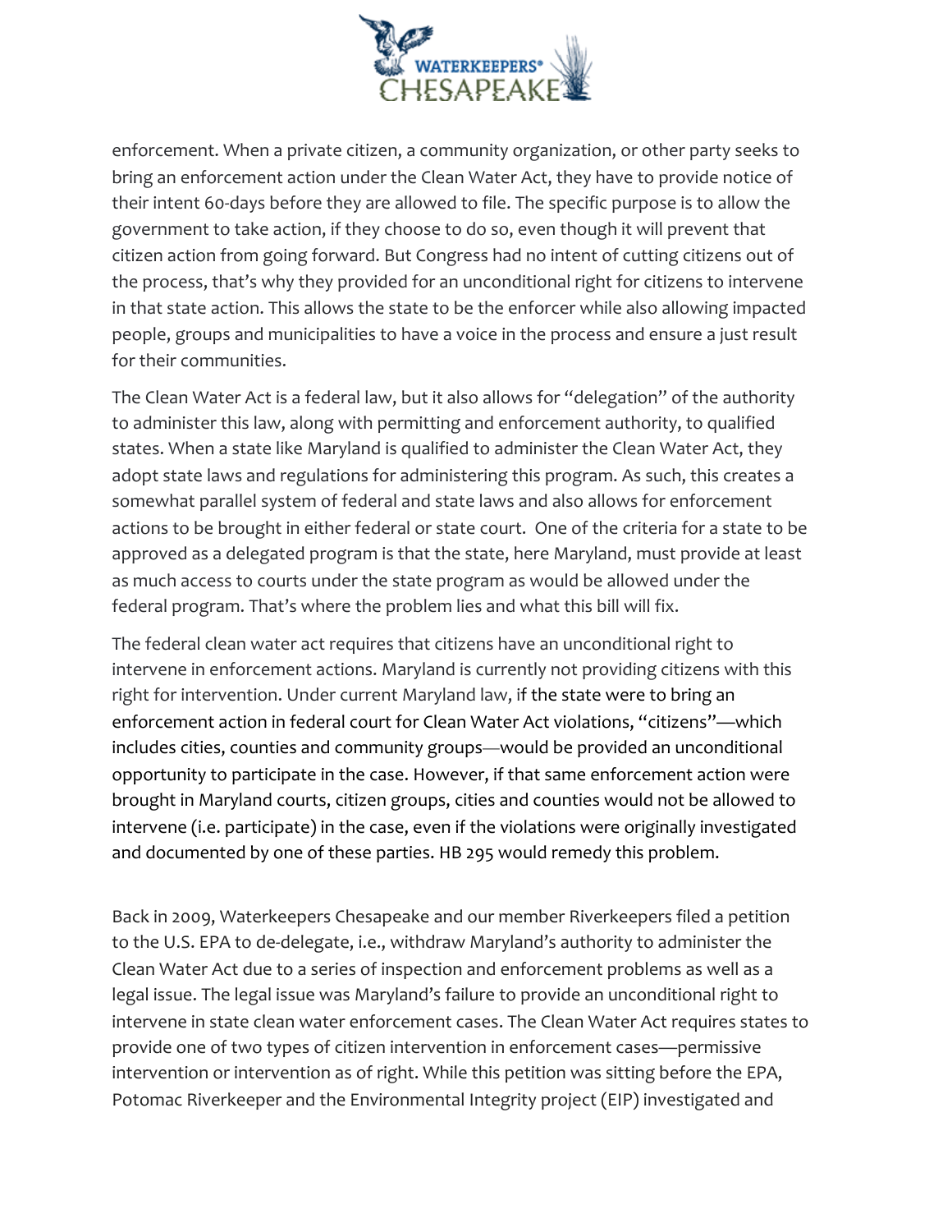enforcement. When a private citizen, a community organization, or other party seeks to bring an enforcement action under the Clean Water Act, they have to provide notice of their intent 60-days before they are allowed to file. The specific purpose is to allow the government to take action, if they choose to do so, even though it will prevent that citizen action from going forward. But Congress had no intent of cutting citizens out of the process, that's why they provided for an unconditional right for citizens to intervene in that state action. This allows the state to be the enforcer while also allowing impacted people, groups and municipalities to have a voice in the process and ensure a just result for their communities.

The Clean Water Act is a federal law, but it also allows for "delegation" of the authority to administer this law, along with permitting and enforcement authority, to qualified states. When a state like Maryland is qualified to administer the Clean Water Act, they adopt state laws and regulations for administering this program. As such, this creates a somewhat parallel system of federal and state laws and also allows for enforcement actions to be brought in either federal or state court. One of the criteria for a state to be approved as a delegated program is that the state, here Maryland, must provide at least as much access to courts under the state program as would be allowed under the federal program. That's where the problem lies and what this bill will fix.

The federal clean water act requires that citizens have an unconditional right to intervene in enforcement actions. Maryland is currently not providing citizens with this right for intervention. Under current Maryland law, if the state were to bring an enforcement action in federal court for Clean Water Act violations, "citizens"—which includes cities, counties and community groups—would be provided an unconditional opportunity to participate in the case. However, if that same enforcement action were brought in Maryland courts, citizen groups, cities and counties would not be allowed to intervene (i.e. participate) in the case, even if the violations were originally investigated and documented by one of these parties. HB 295 would remedy this problem.

Back in 2009, Waterkeepers Chesapeake and our member Riverkeepers filed a petition to the U.S. EPA to de-delegate, i.e., withdraw Maryland's authority to administer the Clean Water Act due to a series of inspection and enforcement problems as well as a legal issue. The legal issue was Maryland's failure to provide an unconditional right to intervene in state clean water enforcement cases. The Clean Water Act requires states to provide one of two types of citizen intervention in enforcement cases—permissive intervention or intervention as of right. While this petition was sitting before the EPA, Potomac Riverkeeper and the Environmental Integrity project (EIP) investigated and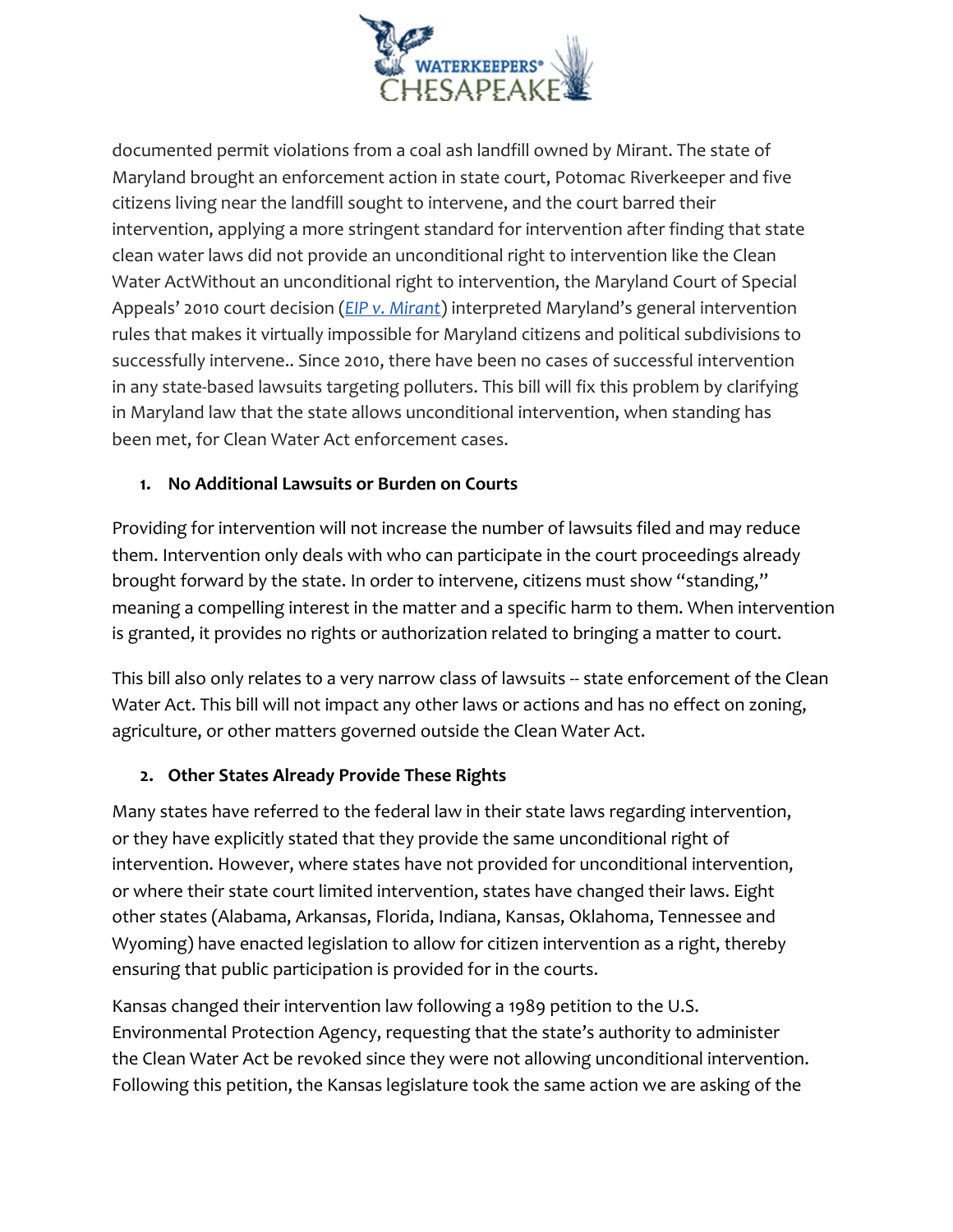documented permit violations from a coal ash landfill owned by Mirant. The state of Maryland brought an enforcement action in state court, Potomac Riverkeeper and five citizens living near the landfill sought to intervene, and the court barred their intervention, applying a more stringent standard for intervention after finding that state clean water laws did not provide an unconditional right to intervention like the Clean Water ActWithout an unconditional right to intervention, the Maryland Court of Special Appeals' 2010 court decision (*EIP v. Mirant*) interpreted Maryland's general intervention rules that makes it virtually impossible for Maryland citizens and political subdivisions to successfully intervene.. Since 2010, there have been no cases of successful intervention in any state-based lawsuits targeting polluters. This bill will fix this problem by clarifying in Maryland law that the state allows unconditional intervention, when standing has been met, for Clean Water Act enforcement cases.

1. **No Additional Lawsuits or Burden on Courts**

Providing for intervention will not increase the number of lawsuits filed and may reduce them. Intervention only deals with who can participate in the court proceedings already brought forward by the state. In order to intervene, citizens must show "standing," meaning a compelling interest in the matter and a specific harm to them. When intervention is granted, it provides no rights or authorization related to bringing a matter to court.

This bill also only relates to a very narrow class of lawsuits -- state enforcement of the Clean Water Act. This bill will not impact any other laws or actions and has no effect on zoning, agriculture, or other matters governed outside the Clean Water Act.

2. **Other States Already Provide These Rights**

Many states have referred to the federal law in their state laws regarding intervention, or they have explicitly stated that they provide the same unconditional right of intervention. However, where states have not provided for unconditional intervention, or where their state court limited intervention, states have changed their laws. Eight other states (Alabama, Arkansas, Florida, Indiana, Kansas, Oklahoma, Tennessee and Wyoming) have enacted legislation to allow for citizen intervention as a right, thereby ensuring that public participation is provided for in the courts.

Kansas changed their intervention law following a 1989 petition to the U.S. Environmental Protection Agency, requesting that the state's authority to administer the Clean Water Act be revoked since they were not allowing unconditional intervention. Following this petition, the Kansas legislature took the same action we are asking of the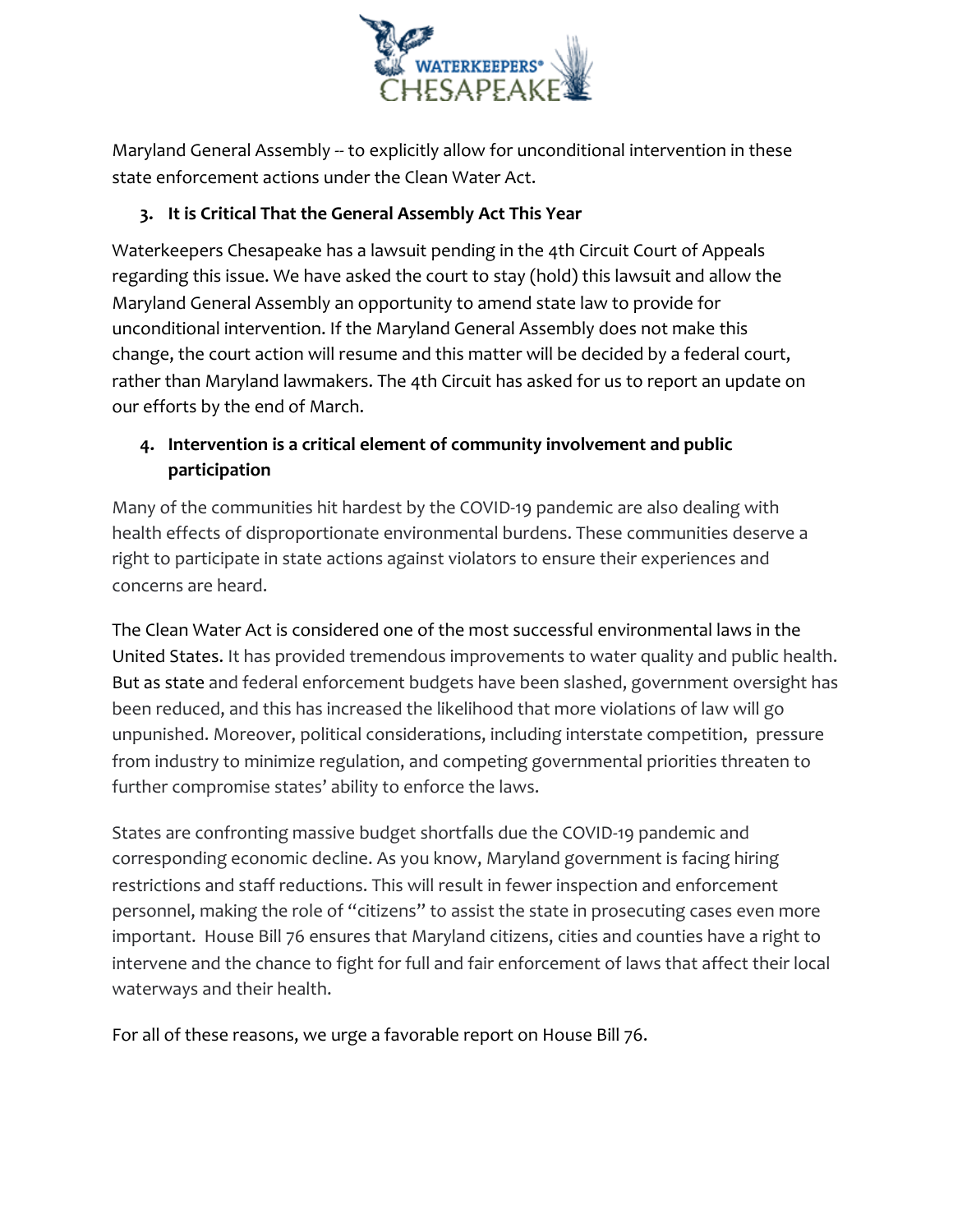Maryland General Assembly -- to explicitly allow for unconditional intervention in these state enforcement actions under the Clean Water Act.

3. **It is Critical That the General Assembly Act This Year**

Waterkeepers Chesapeake has a lawsuit pending in the 4th Circuit Court of Appeals regarding this issue. We have asked the court to stay (hold) this lawsuit and allow the Maryland General Assembly an opportunity to amend state law to provide for unconditional intervention. If the Maryland General Assembly does not make this change, the court action will resume and this matter will be decided by a federal court, rather than Maryland lawmakers. The 4th Circuit has asked for us to report an update on our efforts by the end of March.

4. **Intervention is a critical element of community involvement and public participation**

Many of the communities hit hardest by the COVID-19 pandemic are also dealing with health effects of disproportionate environmental burdens. These communities deserve a right to participate in state actions against violators to ensure their experiences and concerns are heard.

The Clean Water Act is considered one of the most successful environmental laws in the United States. It has provided tremendous improvements to water quality and public health. But as state and federal enforcement budgets have been slashed, government oversight has been reduced, and this has increased the likelihood that more violations of law will go unpunished. Moreover, political considerations, including interstate competition, pressure from industry to minimize regulation, and competing governmental priorities threaten to further compromise states' ability to enforce the laws.

States are confronting massive budget shortfalls due the COVID-19 pandemic and corresponding economic decline. As you know, Maryland government is facing hiring restrictions and staff reductions. This will result in fewer inspection and enforcement personnel, making the role of "citizens" to assist the state in prosecuting cases even more important. House Bill 76 ensures that Maryland citizens, cities and counties have a right to intervene and the chance to fight for full and fair enforcement of laws that affect their local waterways and their health.

For all of these reasons, we urge a favorable report on House Bill 76.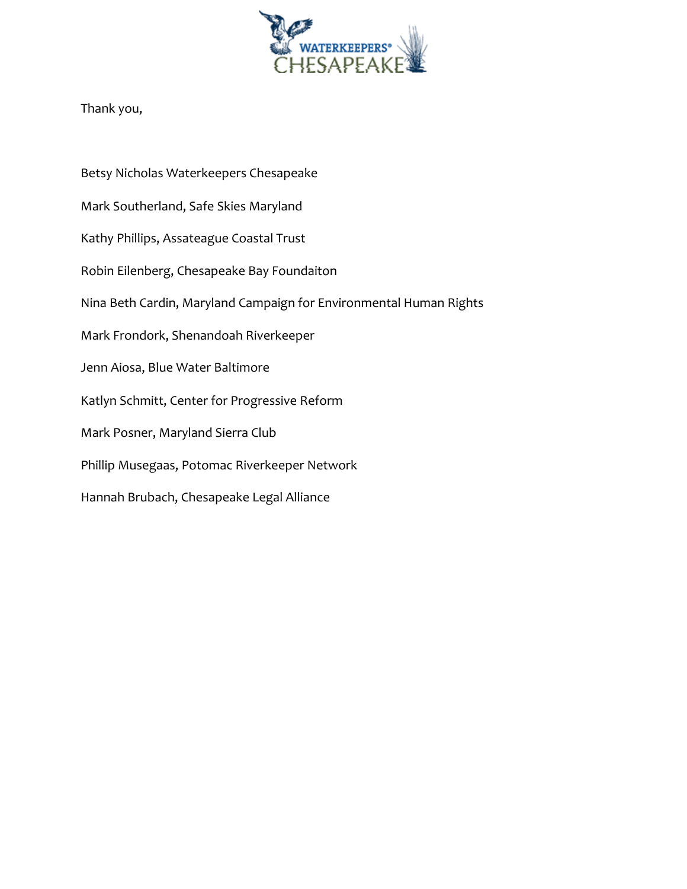Thank you,

Betsy Nicholas Waterkeepers Chesapeake

Mark Southerland, Safe Skies Maryland

Kathy Phillips, Assateague Coastal Trust

Robin Eilenberg, Chesapeake Bay Foundaiton

Nina Beth Cardin, Maryland Campaign for Environmental Human Rights

Mark Frondork, Shenandoah Riverkeeper

Jenn Aiosa, Blue Water Baltimore

Katlyn Schmitt, Center for Progressive Reform

Mark Posner, Maryland Sierra Club

Phillip Musegaas, Potomac Riverkeeper Network

Hannah Brubach, Chesapeake Legal Alliance